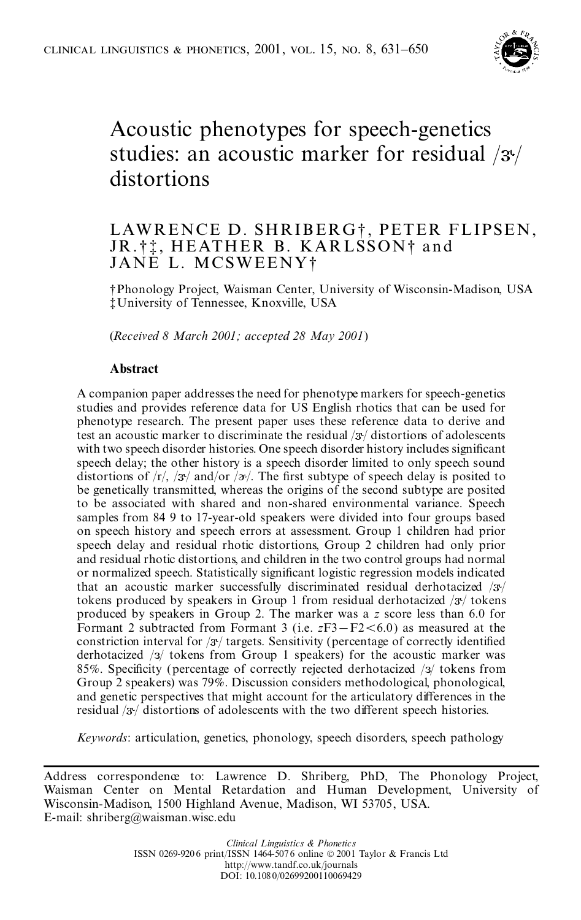# Acoustic phenotypes for speech-genetics studies: an acoustic marker for residual /ɝ/ distortions

LAWRENCE D. SHRIBERG†, PETER FLIPSEN, JR.†‡, HEATHER B. KARLSSON† and JANE L. MCSWEENY†

† Phonology Project, Waisman Center, University of Wisconsin-Madison, USA
‡ University of Tennessee, Knoxville, USA

(*Received 8 March 2001; accepted 28 May 2001*)

## Abstract

A companion paper addresses the need for phenotype markers for speech-genetics studies and provides reference data for US English rhotics that can be used for phenotype research. The present paper uses these reference data to derive and test an acoustic marker to discriminate the residual /ɝ/ distortions of adolescents with two speech disorder histories. One speech disorder history includes significant speech delay; the other history is a speech disorder limited to only speech sound distortions of /r/, /ɝ/ and/or /ɚ/. The first subtype of speech delay is posited to be genetically transmitted, whereas the origins of the second subtype are posited to be associated with shared and non-shared environmental variance. Speech samples from 84 9 to 17-year-old speakers were divided into four groups based on speech history and speech errors at assessment. Group 1 children had prior speech delay and residual rhotic distortions, Group 2 children had only prior and residual rhotic distortions, and children in the two control groups had normal or normalized speech. Statistically significant logistic regression models indicated that an acoustic marker successfully discriminated residual derhotacized /ɝ/ tokens produced by speakers in Group 1 from residual derhotacized /ɝ/ tokens produced by speakers in Group 2. The marker was a *z* score less than 6.0 for Formant 2 subtracted from Formant 3 (i.e. $z\mathrm{F3}-\mathrm{F2}<6.0$) as measured at the constriction interval for /ɝ/ targets. Sensitivity (percentage of correctly identified derhotacized /ɜ/ tokens from Group 1 speakers) for the acoustic marker was 85%. Specificity (percentage of correctly rejected derhotacized /ɜ/ tokens from Group 2 speakers) was 79%. Discussion considers methodological, phonological, and genetic perspectives that might account for the articulatory differences in the residual /ɝ/ distortions of adolescents with the two different speech histories.

*Keywords*: articulation, genetics, phonology, speech disorders, speech pathology

---

Address correspondence to: Lawrence D. Shriberg, PhD, The Phonology Project, Waisman Center on Mental Retardation and Human Development, University of Wisconsin-Madison, 1500 Highland Avenue, Madison, WI 53705, USA.
E-mail: shriberg@waisman.wisc.edu

*Clinical Linguistics & Phonetics*
ISSN 0269-9206 print/ISSN 1464-5076 online © 2001 Taylor & Francis Ltd
http://www.tandf.co.uk/journals
DOI: 10.1080/02699200110069429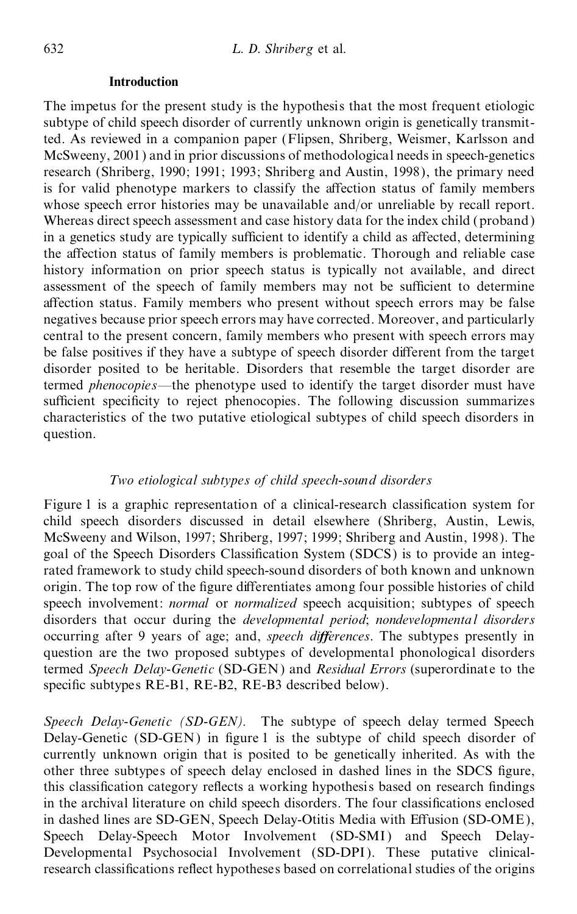## Introduction

The impetus for the present study is the hypothesis that the most frequent etiologic subtype of child speech disorder of currently unknown origin is genetically transmitted. As reviewed in a companion paper (Flipsen, Shriberg, Weismer, Karlsson and McSweeny, 2001) and in prior discussions of methodological needs in speech-genetics research (Shriberg, 1990; 1991; 1993; Shriberg and Austin, 1998), the primary need is for valid phenotype markers to classify the affection status of family members whose speech error histories may be unavailable and/or unreliable by recall report. Whereas direct speech assessment and case history data for the index child (proband) in a genetics study are typically sufficient to identify a child as affected, determining the affection status of family members is problematic. Thorough and reliable case history information on prior speech status is typically not available, and direct assessment of the speech of family members may not be sufficient to determine affection status. Family members who present without speech errors may be false negatives because prior speech errors may have corrected. Moreover, and particularly central to the present concern, family members who present with speech errors may be false positives if they have a subtype of speech disorder different from the target disorder posited to be heritable. Disorders that resemble the target disorder are termed *phenocopies*—the phenotype used to identify the target disorder must have sufficient specificity to reject phenocopies. The following discussion summarizes characteristics of the two putative etiological subtypes of child speech disorders in question.

### *Two etiological subtypes of child speech-sound disorders*

Figure 1 is a graphic representation of a clinical-research classification system for child speech disorders discussed in detail elsewhere (Shriberg, Austin, Lewis, McSweeny and Wilson, 1997; Shriberg, 1997; 1999; Shriberg and Austin, 1998). The goal of the Speech Disorders Classification System (SDCS) is to provide an integrated framework to study child speech-sound disorders of both known and unknown origin. The top row of the figure differentiates among four possible histories of child speech involvement: *normal* or *normalized* speech acquisition; subtypes of speech disorders that occur during the *developmental period*; *nondevelopmental disorders* occurring after 9 years of age; and, *speech differences*. The subtypes presently in question are the two proposed subtypes of developmental phonological disorders termed *Speech Delay-Genetic* (SD-GEN) and *Residual Errors* (superordinate to the specific subtypes RE-B1, RE-B2, RE-B3 described below).

*Speech Delay-Genetic (SD-GEN).* The subtype of speech delay termed Speech Delay-Genetic (SD-GEN) in figure 1 is the subtype of child speech disorder of currently unknown origin that is posited to be genetically inherited. As with the other three subtypes of speech delay enclosed in dashed lines in the SDCS figure, this classification category reflects a working hypothesis based on research findings in the archival literature on child speech disorders. The four classifications enclosed in dashed lines are SD-GEN, Speech Delay-Otitis Media with Effusion (SD-OME), Speech Delay-Speech Motor Involvement (SD-SMI) and Speech Delay-Developmental Psychosocial Involvement (SD-DPI). These putative clinical-research classifications reflect hypotheses based on correlational studies of the origins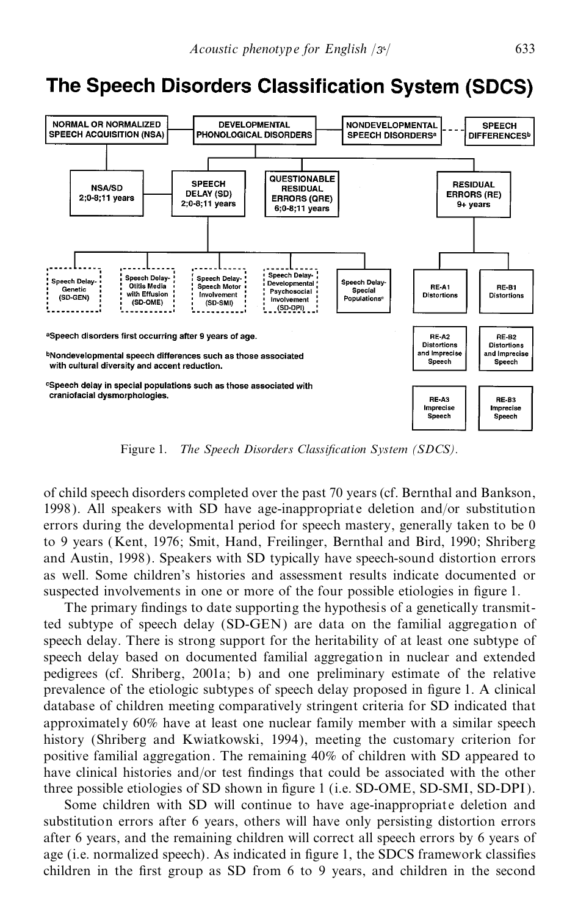# The Speech Disorders Classification System (SDCS)

NORMAL OR NORMALIZED SPEECH ACQUISITION (NSA)

DEVELOPMENTAL PHONOLOGICAL DISORDERS

NONDEVELOPMENTAL SPEECH DISORDERS[a]

SPEECH DIFFERENCES[b]

NSA/SD 2;0-8;11 years

SPEECH DELAY (SD) 2;0-8;11 years

QUESTIONABLE RESIDUAL ERRORS (QRE) 6;0-8;11 years

RESIDUAL ERRORS (RE) 9+ years

Speech Delay-Genetic (SD-GEN)

Speech Delay-Otitis Media with Effusion (SD-OME)

Speech Delay-Speech Motor Involvement (SD-SMI)

Speech Delay-Developmental Psychosocial Involvement (SD-DPI)

Speech Delay-Special Populations[c]

RE-A1 Distortions

RE-B1 Distortions

RE-A2 Distortions and Imprecise Speech

RE-B2 Distortions and Imprecise Speech

RE-A3 Imprecise Speech

RE-B3 Imprecise Speech

[a]Speech disorders first occurring after 9 years of age.

[b]Nondevelopmental speech differences such as those associated with cultural diversity and accent reduction.

[c]Speech delay in special populations such as those associated with craniofacial dysmorphologies.

Figure 1. *The Speech Disorders Classification System (SDCS).*

of child speech disorders completed over the past 70 years (cf. Bernthal and Bankson, 1998). All speakers with SD have age-inappropriate deletion and/or substitution errors during the developmental period for speech mastery, generally taken to be 0 to 9 years (Kent, 1976; Smit, Hand, Freilinger, Bernthal and Bird, 1990; Shriberg and Austin, 1998). Speakers with SD typically have speech-sound distortion errors as well. Some children's histories and assessment results indicate documented or suspected involvements in one or more of the four possible etiologies in figure 1.

The primary findings to date supporting the hypothesis of a genetically transmitted subtype of speech delay (SD-GEN) are data on the familial aggregation of speech delay. There is strong support for the heritability of at least one subtype of speech delay based on documented familial aggregation in nuclear and extended pedigrees (cf. Shriberg, 2001a; b) and one preliminary estimate of the relative prevalence of the etiologic subtypes of speech delay proposed in figure 1. A clinical database of children meeting comparatively stringent criteria for SD indicated that approximately 60% have at least one nuclear family member with a similar speech history (Shriberg and Kwiatkowski, 1994), meeting the customary criterion for positive familial aggregation. The remaining 40% of children with SD appeared to have clinical histories and/or test findings that could be associated with the other three possible etiologies of SD shown in figure 1 (i.e. SD-OME, SD-SMI, SD-DPI).

Some children with SD will continue to have age-inappropriate deletion and substitution errors after 6 years, others will have only persisting distortion errors after 6 years, and the remaining children will correct all speech errors by 6 years of age (i.e. normalized speech). As indicated in figure 1, the SDCS framework classifies children in the first group as SD from 6 to 9 years, and children in the second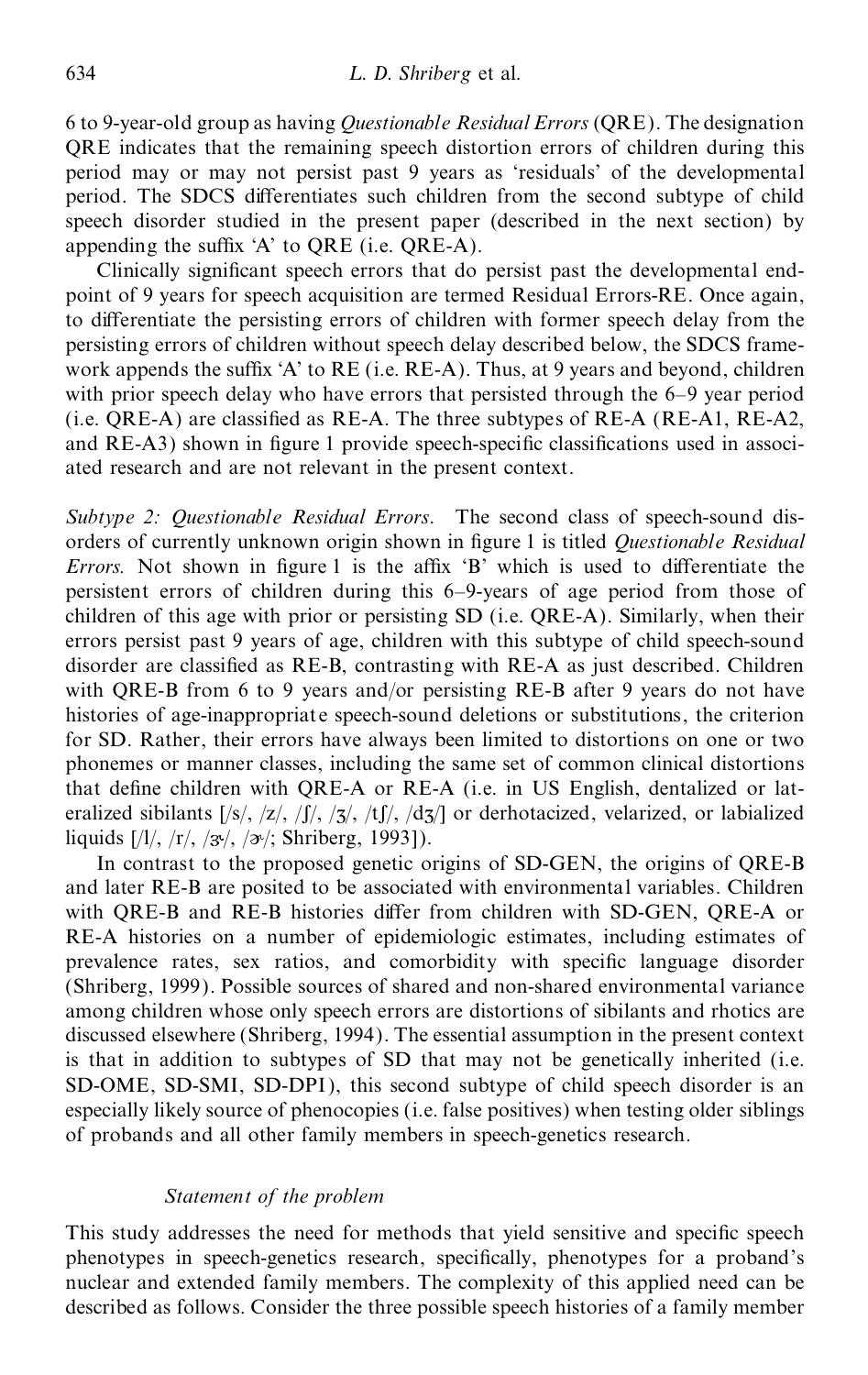6 to 9-year-old group as having *Questionable Residual Errors* (QRE). The designation QRE indicates that the remaining speech distortion errors of children during this period may or may not persist past 9 years as 'residuals' of the developmental period. The SDCS differentiates such children from the second subtype of child speech disorder studied in the present paper (described in the next section) by appending the suffix 'A' to QRE (i.e. QRE-A).

Clinically significant speech errors that do persist past the developmental endpoint of 9 years for speech acquisition are termed Residual Errors-RE. Once again, to differentiate the persisting errors of children with former speech delay from the persisting errors of children without speech delay described below, the SDCS framework appends the suffix 'A' to RE (i.e. RE-A). Thus, at 9 years and beyond, children with prior speech delay who have errors that persisted through the 6–9 year period (i.e. QRE-A) are classified as RE-A. The three subtypes of RE-A (RE-A1, RE-A2, and RE-A3) shown in figure 1 provide speech-specific classifications used in associated research and are not relevant in the present context.

*Subtype 2: Questionable Residual Errors.* The second class of speech-sound disorders of currently unknown origin shown in figure 1 is titled *Questionable Residual Errors.* Not shown in figure 1 is the affix 'B' which is used to differentiate the persistent errors of children during this 6–9-years of age period from those of children of this age with prior or persisting SD (i.e. QRE-A). Similarly, when their errors persist past 9 years of age, children with this subtype of child speech-sound disorder are classified as RE-B, contrasting with RE-A as just described. Children with QRE-B from 6 to 9 years and/or persisting RE-B after 9 years do not have histories of age-inappropriate speech-sound deletions or substitutions, the criterion for SD. Rather, their errors have always been limited to distortions on one or two phonemes or manner classes, including the same set of common clinical distortions that define children with QRE-A or RE-A (i.e. in US English, dentalized or lateralized sibilants [/s/, /z/, /ʃ/, /ʒ/, /tʃ/, /dʒ/] or derhotacized, velarized, or labialized liquids [/l/, /r/, /ɝ/, /ɚ/; Shriberg, 1993]).

In contrast to the proposed genetic origins of SD-GEN, the origins of QRE-B and later RE-B are posited to be associated with environmental variables. Children with QRE-B and RE-B histories differ from children with SD-GEN, QRE-A or RE-A histories on a number of epidemiologic estimates, including estimates of prevalence rates, sex ratios, and comorbidity with specific language disorder (Shriberg, 1999). Possible sources of shared and non-shared environmental variance among children whose only speech errors are distortions of sibilants and rhotics are discussed elsewhere (Shriberg, 1994). The essential assumption in the present context is that in addition to subtypes of SD that may not be genetically inherited (i.e. SD-OME, SD-SMI, SD-DPI), this second subtype of child speech disorder is an especially likely source of phenocopies (i.e. false positives) when testing older siblings of probands and all other family members in speech-genetics research.

### *Statement of the problem*

This study addresses the need for methods that yield sensitive and specific speech phenotypes in speech-genetics research, specifically, phenotypes for a proband's nuclear and extended family members. The complexity of this applied need can be described as follows. Consider the three possible speech histories of a family member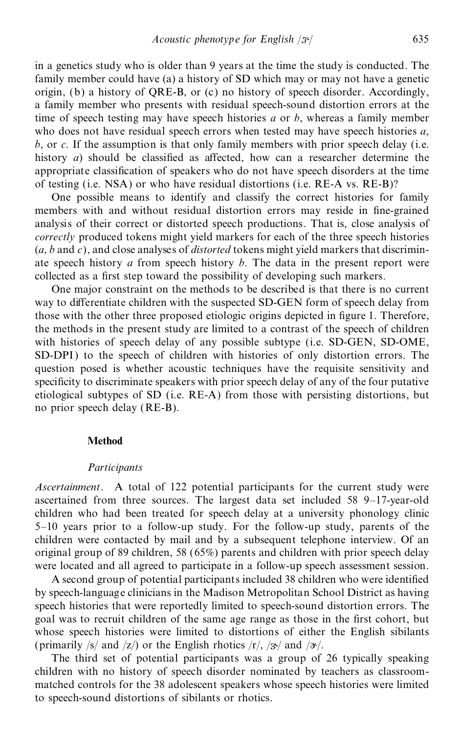in a genetics study who is older than 9 years at the time the study is conducted. The family member could have (a) a history of SD which may or may not have a genetic origin, (b) a history of QRE-B, or (c) no history of speech disorder. Accordingly, a family member who presents with residual speech-sound distortion errors at the time of speech testing may have speech histories *a* or *b*, whereas a family member who does not have residual speech errors when tested may have speech histories *a*, *b*, or *c*. If the assumption is that only family members with prior speech delay (i.e. history *a*) should be classified as affected, how can a researcher determine the appropriate classification of speakers who do not have speech disorders at the time of testing (i.e. NSA) or who have residual distortions (i.e. RE-A vs. RE-B)?

One possible means to identify and classify the correct histories for family members with and without residual distortion errors may reside in fine-grained analysis of their correct or distorted speech productions. That is, close analysis of *correctly* produced tokens might yield markers for each of the three speech histories (*a*, *b* and *c*), and close analyses of *distorted* tokens might yield markers that discriminate speech history *a* from speech history *b*. The data in the present report were collected as a first step toward the possibility of developing such markers.

One major constraint on the methods to be described is that there is no current way to differentiate children with the suspected SD-GEN form of speech delay from those with the other three proposed etiologic origins depicted in figure 1. Therefore, the methods in the present study are limited to a contrast of the speech of children with histories of speech delay of any possible subtype (i.e. SD-GEN, SD-OME, SD-DPI) to the speech of children with histories of only distortion errors. The question posed is whether acoustic techniques have the requisite sensitivity and specificity to discriminate speakers with prior speech delay of any of the four putative etiological subtypes of SD (i.e. RE-A) from those with persisting distortions, but no prior speech delay (RE-B).

## Method

### Participants

*Ascertainment*. A total of 122 potential participants for the current study were ascertained from three sources. The largest data set included 58 9–17-year-old children who had been treated for speech delay at a university phonology clinic 5–10 years prior to a follow-up study. For the follow-up study, parents of the children were contacted by mail and by a subsequent telephone interview. Of an original group of 89 children, 58 (65%) parents and children with prior speech delay were located and all agreed to participate in a follow-up speech assessment session.

A second group of potential participants included 38 children who were identified by speech-language clinicians in the Madison Metropolitan School District as having speech histories that were reportedly limited to speech-sound distortion errors. The goal was to recruit children of the same age range as those in the first cohort, but whose speech histories were limited to distortions of either the English sibilants (primarily /s/ and /z/) or the English rhotics /r/, /ɝ/ and /ɚ/.

The third set of potential participants was a group of 26 typically speaking children with no history of speech disorder nominated by teachers as classroom-matched controls for the 38 adolescent speakers whose speech histories were limited to speech-sound distortions of sibilants or rhotics.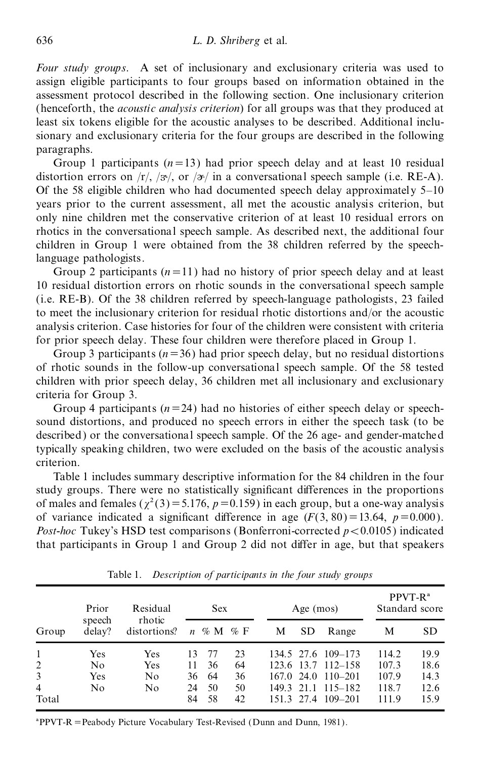*Four study groups.* A set of inclusionary and exclusionary criteria was used to assign eligible participants to four groups based on information obtained in the assessment protocol described in the following section. One inclusionary criterion (henceforth, the *acoustic analysis criterion*) for all groups was that they produced at least six tokens eligible for the acoustic analyses to be described. Additional inclusionary and exclusionary criteria for the four groups are described in the following paragraphs.

Group 1 participants ($n = 13$) had prior speech delay and at least 10 residual distortion errors on /r/, /ɝ/, or /ɚ/ in a conversational speech sample (i.e. RE-A). Of the 58 eligible children who had documented speech delay approximately 5–10 years prior to the current assessment, all met the acoustic analysis criterion, but only nine children met the conservative criterion of at least 10 residual errors on rhotics in the conversational speech sample. As described next, the additional four children in Group 1 were obtained from the 38 children referred by the speech-language pathologists.

Group 2 participants ($n = 11$) had no history of prior speech delay and at least 10 residual distortion errors on rhotic sounds in the conversational speech sample (i.e. RE-B). Of the 38 children referred by speech-language pathologists, 23 failed to meet the inclusionary criterion for residual rhotic distortions and/or the acoustic analysis criterion. Case histories for four of the children were consistent with criteria for prior speech delay. These four children were therefore placed in Group 1.

Group 3 participants ($n = 36$) had prior speech delay, but no residual distortions of rhotic sounds in the follow-up conversational speech sample. Of the 58 tested children with prior speech delay, 36 children met all inclusionary and exclusionary criteria for Group 3.

Group 4 participants ($n = 24$) had no histories of either speech delay or speech-sound distortions, and produced no speech errors in either the speech task (to be described) or the conversational speech sample. Of the 26 age- and gender-matched typically speaking children, two were excluded on the basis of the acoustic analysis criterion.

Table 1 includes summary descriptive information for the 84 children in the four study groups. There were no statistically significant differences in the proportions of males and females ($\chi^2(3) = 5.176$, $p = 0.159$) in each group, but a one-way analysis of variance indicated a significant difference in age ($F(3, 80) = 13.64$, $p = 0.000$). *Post-hoc* Tukey's HSD test comparisons (Bonferroni-corrected $p < 0.0105$) indicated that participants in Group 1 and Group 2 did not differ in age, but that speakers

Table 1. *Description of participants in the four study groups*

| Group | Prior speech delay? | Residual rhotic distortions? | Sex | | | Age (mos) | | | PPVT-R[a] Standard score | |
|---|---|---|---|---|---|---|---|---|---|---|
| | | | $n$ | % M | % F | M | SD | Range | M | SD |
| 1 | Yes | Yes | 13 | 77 | 23 | 134.5 | 27.6 | 109–173 | 114.2 | 19.9 |
| 2 | No | Yes | 11 | 36 | 64 | 123.6 | 13.7 | 112–158 | 107.3 | 18.6 |
| 3 | Yes | No | 36 | 64 | 36 | 167.0 | 24.0 | 110–201 | 107.9 | 14.3 |
| 4 | No | No | 24 | 50 | 50 | 149.3 | 21.1 | 115–182 | 118.7 | 12.6 |
| Total | | | 84 | 58 | 42 | 151.3 | 27.4 | 109–201 | 111.9 | 15.9 |

[a]PPVT-R = Peabody Picture Vocabulary Test-Revised (Dunn and Dunn, 1981).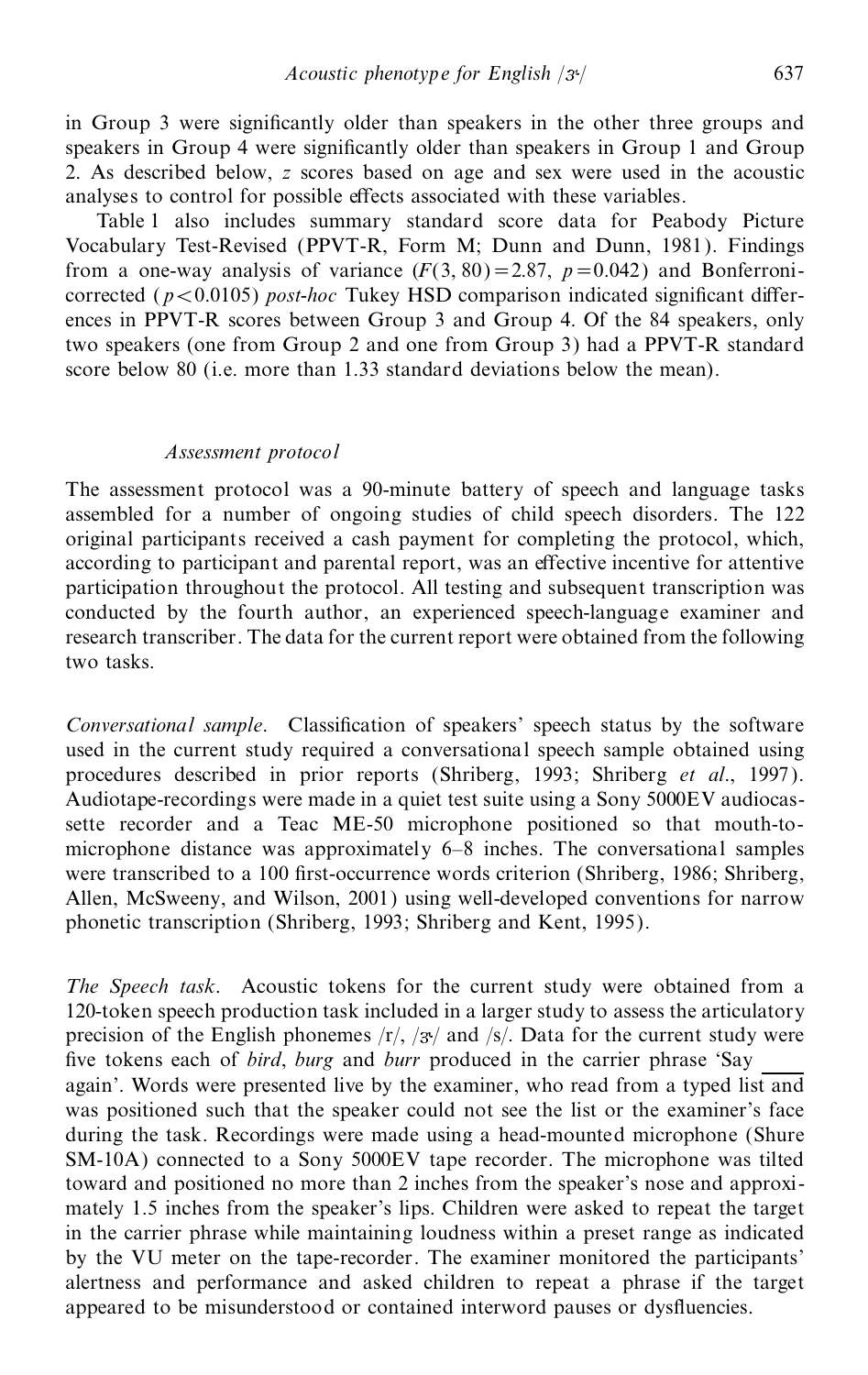in Group 3 were significantly older than speakers in the other three groups and speakers in Group 4 were significantly older than speakers in Group 1 and Group 2. As described below, *z* scores based on age and sex were used in the acoustic analyses to control for possible effects associated with these variables.

Table 1 also includes summary standard score data for Peabody Picture Vocabulary Test-Revised (PPVT-R, Form M; Dunn and Dunn, 1981). Findings from a one-way analysis of variance ($F(3, 80) = 2.87$, $p = 0.042$) and Bonferroni-corrected ($p < 0.0105$) *post-hoc* Tukey HSD comparison indicated significant differences in PPVT-R scores between Group 3 and Group 4. Of the 84 speakers, only two speakers (one from Group 2 and one from Group 3) had a PPVT-R standard score below 80 (i.e. more than 1.33 standard deviations below the mean).

### *Assessment protocol*

The assessment protocol was a 90-minute battery of speech and language tasks assembled for a number of ongoing studies of child speech disorders. The 122 original participants received a cash payment for completing the protocol, which, according to participant and parental report, was an effective incentive for attentive participation throughout the protocol. All testing and subsequent transcription was conducted by the fourth author, an experienced speech-language examiner and research transcriber. The data for the current report were obtained from the following two tasks.

*Conversational sample*. Classification of speakers' speech status by the software used in the current study required a conversational speech sample obtained using procedures described in prior reports (Shriberg, 1993; Shriberg *et al*., 1997). Audiotape-recordings were made in a quiet test suite using a Sony 5000EV audiocassette recorder and a Teac ME-50 microphone positioned so that mouth-to-microphone distance was approximately 6–8 inches. The conversational samples were transcribed to a 100 first-occurrence words criterion (Shriberg, 1986; Shriberg, Allen, McSweeny, and Wilson, 2001) using well-developed conventions for narrow phonetic transcription (Shriberg, 1993; Shriberg and Kent, 1995).

*The Speech task*. Acoustic tokens for the current study were obtained from a 120-token speech production task included in a larger study to assess the articulatory precision of the English phonemes /r/, /ɝ/ and /s/. Data for the current study were five tokens each of *bird*, *burg* and *burr* produced in the carrier phrase 'Say \_\_\_\_ again'. Words were presented live by the examiner, who read from a typed list and was positioned such that the speaker could not see the list or the examiner's face during the task. Recordings were made using a head-mounted microphone (Shure SM-10A) connected to a Sony 5000EV tape recorder. The microphone was tilted toward and positioned no more than 2 inches from the speaker's nose and approximately 1.5 inches from the speaker's lips. Children were asked to repeat the target in the carrier phrase while maintaining loudness within a preset range as indicated by the VU meter on the tape-recorder. The examiner monitored the participants' alertness and performance and asked children to repeat a phrase if the target appeared to be misunderstood or contained interword pauses or dysfluencies.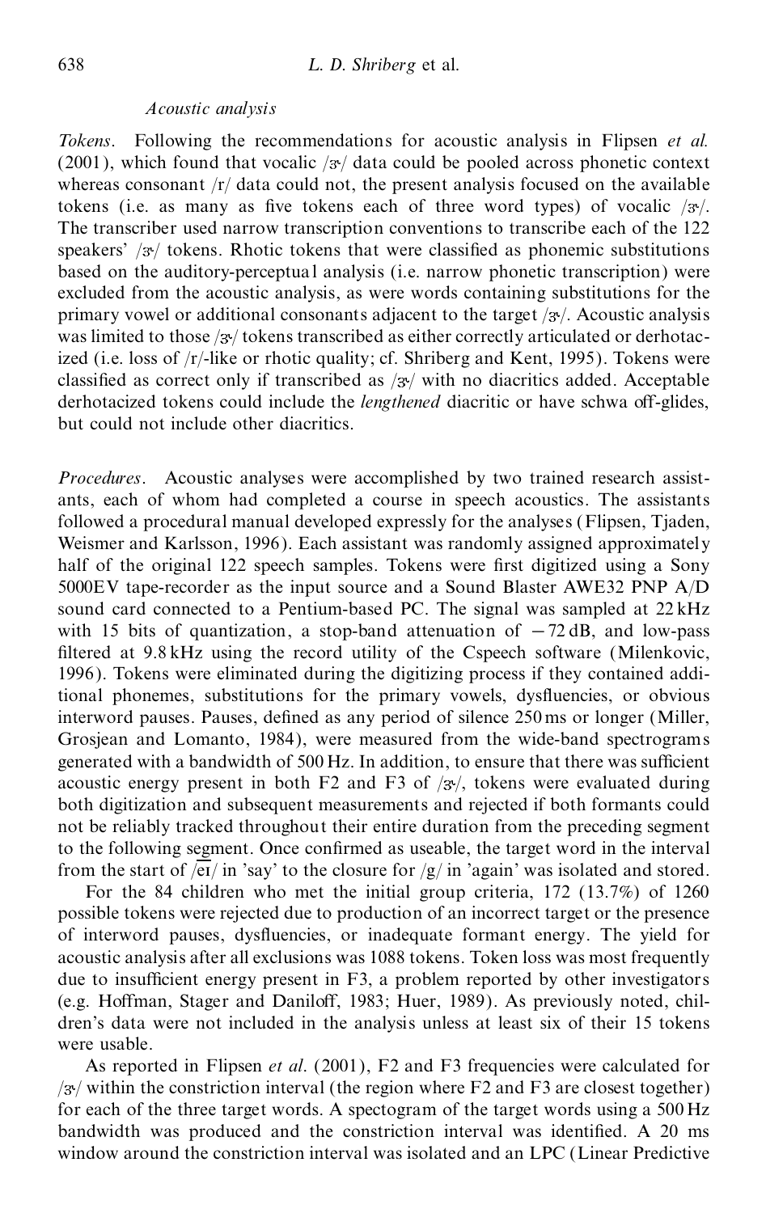*Acoustic analysis*

*Tokens*. Following the recommendations for acoustic analysis in Flipsen *et al.* (2001), which found that vocalic /ɝ/ data could be pooled across phonetic context whereas consonant /r/ data could not, the present analysis focused on the available tokens (i.e. as many as five tokens each of three word types) of vocalic /ɝ/. The transcriber used narrow transcription conventions to transcribe each of the 122 speakers' /ɝ/ tokens. Rhotic tokens that were classified as phonemic substitutions based on the auditory-perceptual analysis (i.e. narrow phonetic transcription) were excluded from the acoustic analysis, as were words containing substitutions for the primary vowel or additional consonants adjacent to the target /ɝ/. Acoustic analysis was limited to those /ɝ/ tokens transcribed as either correctly articulated or derhotacized (i.e. loss of /r/-like or rhotic quality; cf. Shriberg and Kent, 1995). Tokens were classified as correct only if transcribed as /ɝ/ with no diacritics added. Acceptable derhotacized tokens could include the *lengthened* diacritic or have schwa off-glides, but could not include other diacritics.

*Procedures*. Acoustic analyses were accomplished by two trained research assistants, each of whom had completed a course in speech acoustics. The assistants followed a procedural manual developed expressly for the analyses (Flipsen, Tjaden, Weismer and Karlsson, 1996). Each assistant was randomly assigned approximately half of the original 122 speech samples. Tokens were first digitized using a Sony 5000EV tape-recorder as the input source and a Sound Blaster AWE32 PNP A/D sound card connected to a Pentium-based PC. The signal was sampled at 22 kHz with 15 bits of quantization, a stop-band attenuation of −72 dB, and low-pass filtered at 9.8 kHz using the record utility of the Cspeech software (Milenkovic, 1996). Tokens were eliminated during the digitizing process if they contained additional phonemes, substitutions for the primary vowels, dysfluencies, or obvious interword pauses. Pauses, defined as any period of silence 250 ms or longer (Miller, Grosjean and Lomanto, 1984), were measured from the wide-band spectrograms generated with a bandwidth of 500 Hz. In addition, to ensure that there was sufficient acoustic energy present in both F2 and F3 of /ɝ/, tokens were evaluated during both digitization and subsequent measurements and rejected if both formants could not be reliably tracked throughout their entire duration from the preceding segment to the following segment. Once confirmed as useable, the target word in the interval from the start of /e͡ɪ/ in 'say' to the closure for /g/ in 'again' was isolated and stored.

For the 84 children who met the initial group criteria, 172 (13.7%) of 1260 possible tokens were rejected due to production of an incorrect target or the presence of interword pauses, dysfluencies, or inadequate formant energy. The yield for acoustic analysis after all exclusions was 1088 tokens. Token loss was most frequently due to insufficient energy present in F3, a problem reported by other investigators (e.g. Hoffman, Stager and Daniloff, 1983; Huer, 1989). As previously noted, children's data were not included in the analysis unless at least six of their 15 tokens were usable.

As reported in Flipsen *et al.* (2001), F2 and F3 frequencies were calculated for /ɝ/ within the constriction interval (the region where F2 and F3 are closest together) for each of the three target words. A spectogram of the target words using a 500 Hz bandwidth was produced and the constriction interval was identified. A 20 ms window around the constriction interval was isolated and an LPC (Linear Predictive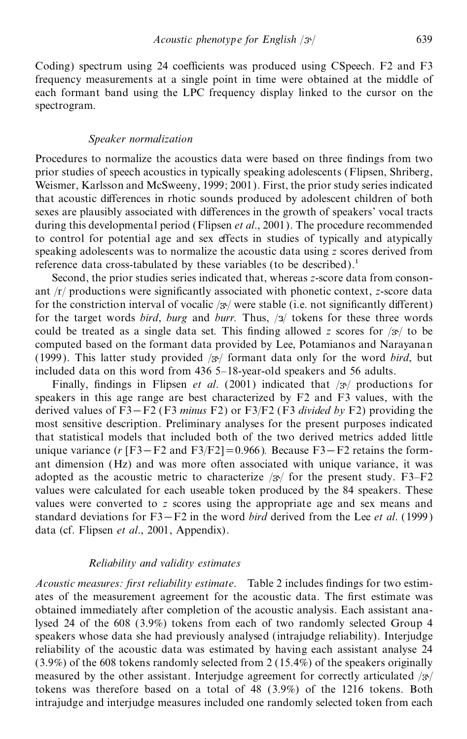Coding) spectrum using 24 coefficients was produced using CSpeech. F2 and F3 frequency measurements at a single point in time were obtained at the middle of each formant band using the LPC frequency display linked to the cursor on the spectrogram.

### *Speaker normalization*

Procedures to normalize the acoustics data were based on three findings from two prior studies of speech acoustics in typically speaking adolescents (Flipsen, Shriberg, Weismer, Karlsson and McSweeny, 1999; 2001). First, the prior study series indicated that acoustic differences in rhotic sounds produced by adolescent children of both sexes are plausibly associated with differences in the growth of speakers' vocal tracts during this developmental period (Flipsen *et al*., 2001). The procedure recommended to control for potential age and sex effects in studies of typically and atypically speaking adolescents was to normalize the acoustic data using *z* scores derived from reference data cross-tabulated by these variables (to be described).[1]

Second, the prior studies series indicated that, whereas *z*-score data from consonant /r/ productions were significantly associated with phonetic context, *z*-score data for the constriction interval of vocalic /ɝ/ were stable (i.e. not significantly different) for the target words *bird*, *burg* and *burr*. Thus, /ɜ/ tokens for these three words could be treated as a single data set. This finding allowed *z* scores for /ɝ/ to be computed based on the formant data provided by Lee, Potamianos and Narayanan (1999). This latter study provided /ɝ/ formant data only for the word *bird*, but included data on this word from 436 5–18-year-old speakers and 56 adults.

Finally, findings in Flipsen *et al*. (2001) indicated that /ɝ/ productions for speakers in this age range are best characterized by F2 and F3 values, with the derived values of F3−F2 (F3 *minus* F2) or F3/F2 (F3 *divided by* F2) providing the most sensitive description. Preliminary analyses for the present purposes indicated that statistical models that included both of the two derived metrics added little unique variance ($r$ [F3−F2 and F3/F2] = 0.966). Because F3−F2 retains the formant dimension (Hz) and was more often associated with unique variance, it was adopted as the acoustic metric to characterize /ɝ/ for the present study. F3–F2 values were calculated for each useable token produced by the 84 speakers. These values were converted to *z* scores using the appropriate age and sex means and standard deviations for F3−F2 in the word *bird* derived from the Lee *et al*. (1999) data (cf. Flipsen *et al*., 2001, Appendix).

### *Reliability and validity estimates*

*Acoustic measures: first reliability estimate*. Table 2 includes findings for two estimates of the measurement agreement for the acoustic data. The first estimate was obtained immediately after completion of the acoustic analysis. Each assistant analysed 24 of the 608 (3.9%) tokens from each of two randomly selected Group 4 speakers whose data she had previously analysed (intrajudge reliability). Interjudge reliability of the acoustic data was estimated by having each assistant analyse 24 (3.9%) of the 608 tokens randomly selected from 2 (15.4%) of the speakers originally measured by the other assistant. Interjudge agreement for correctly articulated /ɝ/ tokens was therefore based on a total of 48 (3.9%) of the 1216 tokens. Both intrajudge and interjudge measures included one randomly selected token from each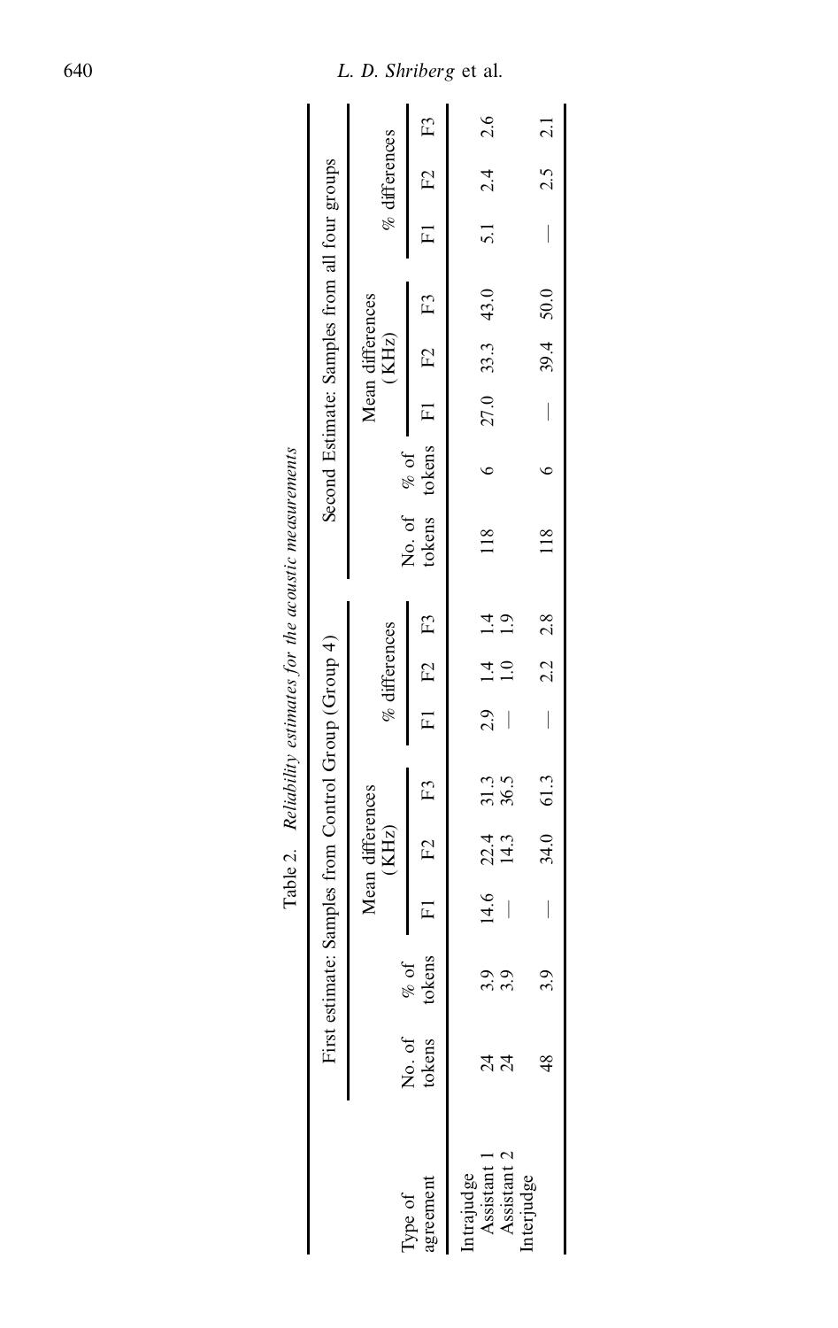Table 2. *Reliability estimates for the acoustic measurements*

| Type of agreement | First estimate: Samples from Control Group (Group 4) | | | | | | | | Second Estimate: Samples from all four groups | | | | | | | |
|---|---|---|---|---|---|---|---|---|---|---|---|---|---|---|---|---|
| | No. of tokens | % of tokens | Mean differences (KHz) | | | % differences | | | No. of tokens | % of tokens | Mean differences (KHz) | | | % differences | | |
| | | | F1 | F2 | F3 | F1 | F2 | F3 | | | F1 | F2 | F3 | F1 | F2 | F3 |
| Intrajudge | | | | | | | | | | | | | | | | |
| Assistant 1 | 24 | 3.9 | 14.6 | 22.4 | 31.3 | 2.9 | 1.4 | 1.4 | 118 | 6 | 27.0 | 33.3 | 43.0 | 5.1 | 2.4 | 2.6 |
| Assistant 2 | 24 | 3.9 | — | 14.3 | 36.5 | — | 1.0 | 1.9 | | | | | | | | |
| Interjudge | 48 | 3.9 | — | 34.0 | 61.3 | — | 2.2 | 2.8 | 118 | 6 | — | 39.4 | 50.0 | — | 2.5 | 2.1 |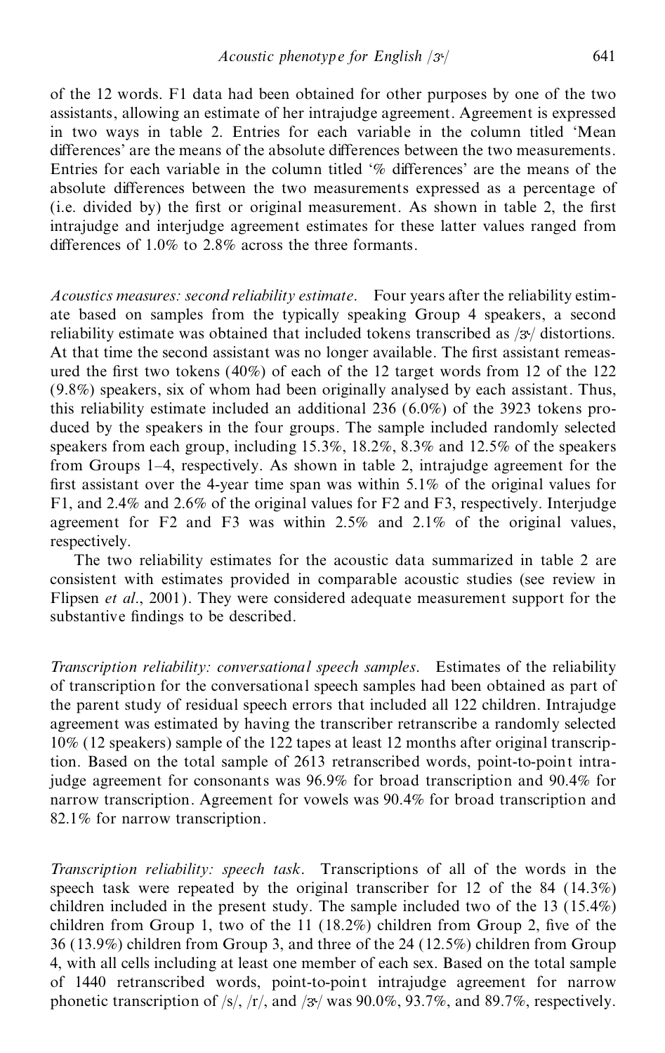of the 12 words. F1 data had been obtained for other purposes by one of the two assistants, allowing an estimate of her intrajudge agreement. Agreement is expressed in two ways in table 2. Entries for each variable in the column titled 'Mean differences' are the means of the absolute differences between the two measurements. Entries for each variable in the column titled '% differences' are the means of the absolute differences between the two measurements expressed as a percentage of (i.e. divided by) the first or original measurement. As shown in table 2, the first intrajudge and interjudge agreement estimates for these latter values ranged from differences of 1.0% to 2.8% across the three formants.

*Acoustics measures: second reliability estimate*. Four years after the reliability estimate based on samples from the typically speaking Group 4 speakers, a second reliability estimate was obtained that included tokens transcribed as /ɝ/ distortions. At that time the second assistant was no longer available. The first assistant remeasured the first two tokens (40%) of each of the 12 target words from 12 of the 122 (9.8%) speakers, six of whom had been originally analysed by each assistant. Thus, this reliability estimate included an additional 236 (6.0%) of the 3923 tokens produced by the speakers in the four groups. The sample included randomly selected speakers from each group, including 15.3%, 18.2%, 8.3% and 12.5% of the speakers from Groups 1–4, respectively. As shown in table 2, intrajudge agreement for the first assistant over the 4-year time span was within 5.1% of the original values for F1, and 2.4% and 2.6% of the original values for F2 and F3, respectively. Interjudge agreement for F2 and F3 was within 2.5% and 2.1% of the original values, respectively.

The two reliability estimates for the acoustic data summarized in table 2 are consistent with estimates provided in comparable acoustic studies (see review in Flipsen *et al*., 2001). They were considered adequate measurement support for the substantive findings to be described.

*Transcription reliability: conversational speech samples*. Estimates of the reliability of transcription for the conversational speech samples had been obtained as part of the parent study of residual speech errors that included all 122 children. Intrajudge agreement was estimated by having the transcriber retranscribe a randomly selected 10% (12 speakers) sample of the 122 tapes at least 12 months after original transcription. Based on the total sample of 2613 retranscribed words, point-to-point intrajudge agreement for consonants was 96.9% for broad transcription and 90.4% for narrow transcription. Agreement for vowels was 90.4% for broad transcription and 82.1% for narrow transcription.

*Transcription reliability: speech task*. Transcriptions of all of the words in the speech task were repeated by the original transcriber for 12 of the 84 (14.3%) children included in the present study. The sample included two of the 13 (15.4%) children from Group 1, two of the 11 (18.2%) children from Group 2, five of the 36 (13.9%) children from Group 3, and three of the 24 (12.5%) children from Group 4, with all cells including at least one member of each sex. Based on the total sample of 1440 retranscribed words, point-to-point intrajudge agreement for narrow phonetic transcription of /s/, /r/, and /ɝ/ was 90.0%, 93.7%, and 89.7%, respectively.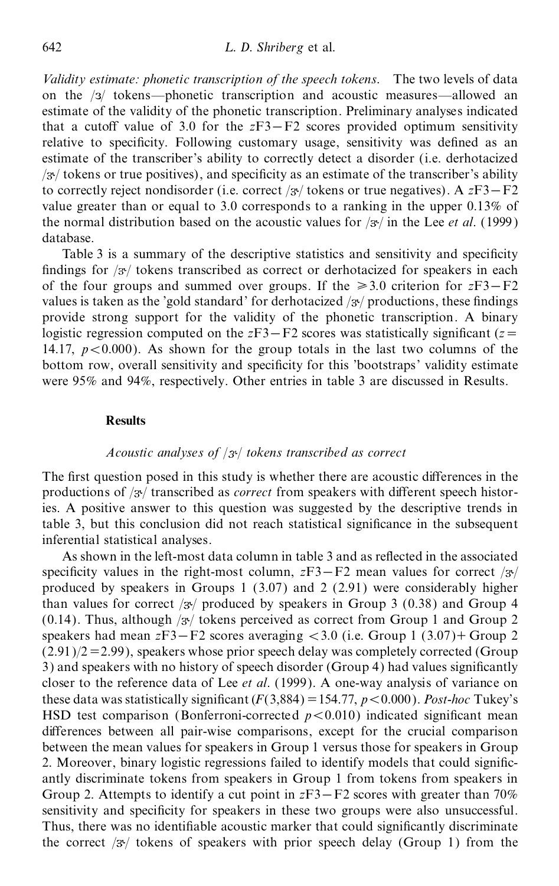*Validity estimate: phonetic transcription of the speech tokens.* The two levels of data on the /ɜ/ tokens—phonetic transcription and acoustic measures—allowed an estimate of the validity of the phonetic transcription. Preliminary analyses indicated that a cutoff value of 3.0 for the $z$F3−F2 scores provided optimum sensitivity relative to specificity. Following customary usage, sensitivity was defined as an estimate of the transcriber's ability to correctly detect a disorder (i.e. derhotacized /ɝ/ tokens or true positives), and specificity as an estimate of the transcriber's ability to correctly reject nondisorder (i.e. correct /ɝ/ tokens or true negatives). A $z$F3−F2 value greater than or equal to 3.0 corresponds to a ranking in the upper 0.13% of the normal distribution based on the acoustic values for /ɝ/ in the Lee *et al*. (1999) database.

Table 3 is a summary of the descriptive statistics and sensitivity and specificity findings for /ɝ/ tokens transcribed as correct or derhotacized for speakers in each of the four groups and summed over groups. If the ⩾3.0 criterion for $z$F3−F2 values is taken as the 'gold standard' for derhotacized /ɝ/ productions, these findings provide strong support for the validity of the phonetic transcription. A binary logistic regression computed on the $z$F3−F2 scores was statistically significant ($z$ = 14.17, $p < 0.000$). As shown for the group totals in the last two columns of the bottom row, overall sensitivity and specificity for this 'bootstraps' validity estimate were 95% and 94%, respectively. Other entries in table 3 are discussed in Results.

## Results

### *Acoustic analyses of /ɝ/ tokens transcribed as correct*

The first question posed in this study is whether there are acoustic differences in the productions of /ɝ/ transcribed as *correct* from speakers with different speech histories. A positive answer to this question was suggested by the descriptive trends in table 3, but this conclusion did not reach statistical significance in the subsequent inferential statistical analyses.

As shown in the left-most data column in table 3 and as reflected in the associated specificity values in the right-most column, $z$F3−F2 mean values for correct /ɝ/ produced by speakers in Groups 1 (3.07) and 2 (2.91) were considerably higher than values for correct /ɝ/ produced by speakers in Group 3 (0.38) and Group 4 (0.14). Thus, although /ɝ/ tokens perceived as correct from Group 1 and Group 2 speakers had mean $z$F3−F2 scores averaging <3.0 (i.e. Group 1 (3.07)+ Group 2 (2.91)/2 = 2.99), speakers whose prior speech delay was completely corrected (Group 3) and speakers with no history of speech disorder (Group 4) had values significantly closer to the reference data of Lee *et al*. (1999). A one-way analysis of variance on these data was statistically significant ($F(3,884) = 154.77$, $p < 0.000$). *Post-hoc* Tukey's HSD test comparison (Bonferroni-corrected $p < 0.010$) indicated significant mean differences between all pair-wise comparisons, except for the crucial comparison between the mean values for speakers in Group 1 versus those for speakers in Group 2. Moreover, binary logistic regressions failed to identify models that could significantly discriminate tokens from speakers in Group 1 from tokens from speakers in Group 2. Attempts to identify a cut point in $z$F3−F2 scores with greater than 70% sensitivity and specificity for speakers in these two groups were also unsuccessful. Thus, there was no identifiable acoustic marker that could significantly discriminate the correct /ɝ/ tokens of speakers with prior speech delay (Group 1) from the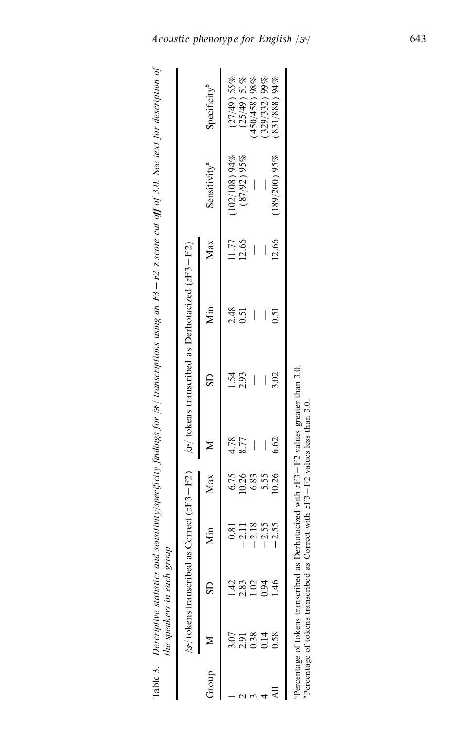Table 3. *Descriptive statistics and sensitivity/specificity findings for /ɝ/ transcriptions using an F3 − F2 z score cut off of 3.0. See text for description of the speakers in each group*

| Group | /ɝ/ tokens transcribed as Correct (zF3 − F2) | | | | /ɝ/ tokens transcribed as Derhotacized (zF3 − F2) | | | | Sensitivity[a] | Specificity[b] |
|---|---|---|---|---|---|---|---|---|---|---|
| | M | SD | Min | Max | M | SD | Min | Max | | |
| 1 | 3.07 | 1.42 | 0.81 | 6.75 | 4.78 | 1.54 | 2.48 | 11.77 | (102/108) 94% | (27/49) 55% |
| 2 | 2.91 | 2.83 | −2.11 | 10.26 | 8.77 | 2.93 | 0.51 | 12.66 | (87/92) 95% | (25/49) 51% |
| 3 | 0.38 | 1.02 | −2.18 | 6.83 | — | — | — | — | — | (450/458) 98% |
| 4 | 0.14 | 0.94 | −2.55 | 5.55 | — | — | — | — | — | (329/332) 99% |
| All | 0.58 | 1.46 | −2.55 | 10.26 | 6.62 | 3.02 | 0.51 | 12.66 | (189/200) 95% | (831/888) 94% |

[a]Percentage of tokens transcribed as Derhotacized with zF3 − F2 values greater than 3.0.
[b]Percentage of tokens transcribed as Correct with zF3 − F2 values less than 3.0.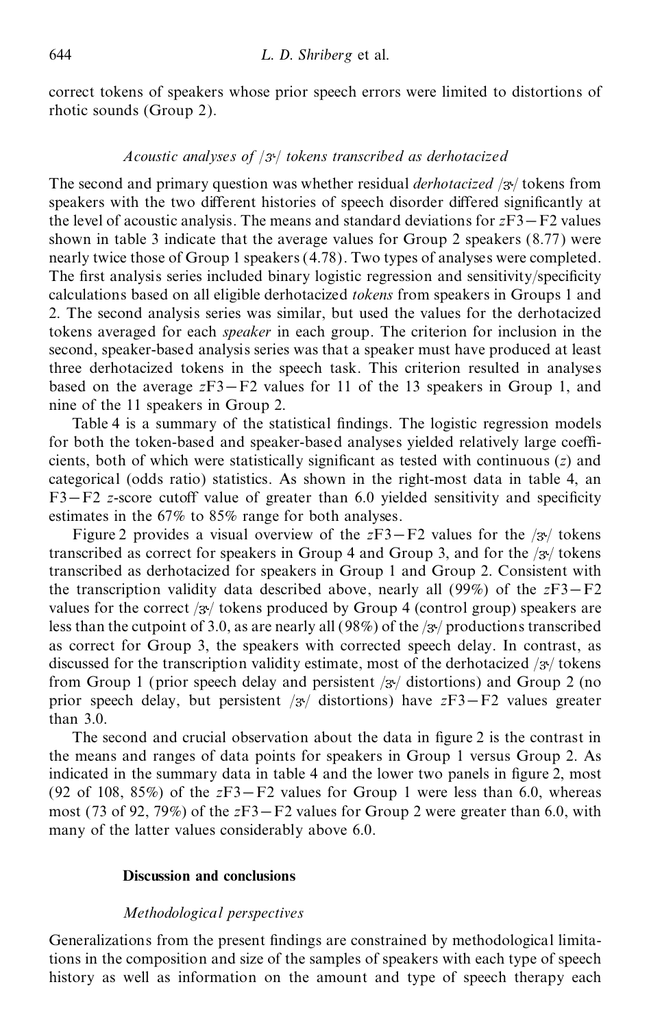correct tokens of speakers whose prior speech errors were limited to distortions of rhotic sounds (Group 2).

### *Acoustic analyses of /ɝ/ tokens transcribed as derhotacized*

The second and primary question was whether residual *derhotacized* /ɝ/ tokens from speakers with the two different histories of speech disorder differed significantly at the level of acoustic analysis. The means and standard deviations for $z$F3−F2 values shown in table 3 indicate that the average values for Group 2 speakers (8.77) were nearly twice those of Group 1 speakers (4.78). Two types of analyses were completed. The first analysis series included binary logistic regression and sensitivity/specificity calculations based on all eligible derhotacized *tokens* from speakers in Groups 1 and 2. The second analysis series was similar, but used the values for the derhotacized tokens averaged for each *speaker* in each group. The criterion for inclusion in the second, speaker-based analysis series was that a speaker must have produced at least three derhotacized tokens in the speech task. This criterion resulted in analyses based on the average $z$F3−F2 values for 11 of the 13 speakers in Group 1, and nine of the 11 speakers in Group 2.

Table 4 is a summary of the statistical findings. The logistic regression models for both the token-based and speaker-based analyses yielded relatively large coefficients, both of which were statistically significant as tested with continuous ($z$) and categorical (odds ratio) statistics. As shown in the right-most data in table 4, an F3−F2 $z$-score cutoff value of greater than 6.0 yielded sensitivity and specificity estimates in the 67% to 85% range for both analyses.

Figure 2 provides a visual overview of the $z$F3−F2 values for the /ɝ/ tokens transcribed as correct for speakers in Group 4 and Group 3, and for the /ɝ/ tokens transcribed as derhotacized for speakers in Group 1 and Group 2. Consistent with the transcription validity data described above, nearly all (99%) of the $z$F3−F2 values for the correct /ɝ/ tokens produced by Group 4 (control group) speakers are less than the cutpoint of 3.0, as are nearly all (98%) of the /ɝ/ productions transcribed as correct for Group 3, the speakers with corrected speech delay. In contrast, as discussed for the transcription validity estimate, most of the derhotacized /ɝ/ tokens from Group 1 (prior speech delay and persistent /ɝ/ distortions) and Group 2 (no prior speech delay, but persistent /ɝ/ distortions) have $z$F3−F2 values greater than 3.0.

The second and crucial observation about the data in figure 2 is the contrast in the means and ranges of data points for speakers in Group 1 versus Group 2. As indicated in the summary data in table 4 and the lower two panels in figure 2, most (92 of 108, 85%) of the $z$F3−F2 values for Group 1 were less than 6.0, whereas most (73 of 92, 79%) of the $z$F3−F2 values for Group 2 were greater than 6.0, with many of the latter values considerably above 6.0.

## Discussion and conclusions

### *Methodological perspectives*

Generalizations from the present findings are constrained by methodological limitations in the composition and size of the samples of speakers with each type of speech history as well as information on the amount and type of speech therapy each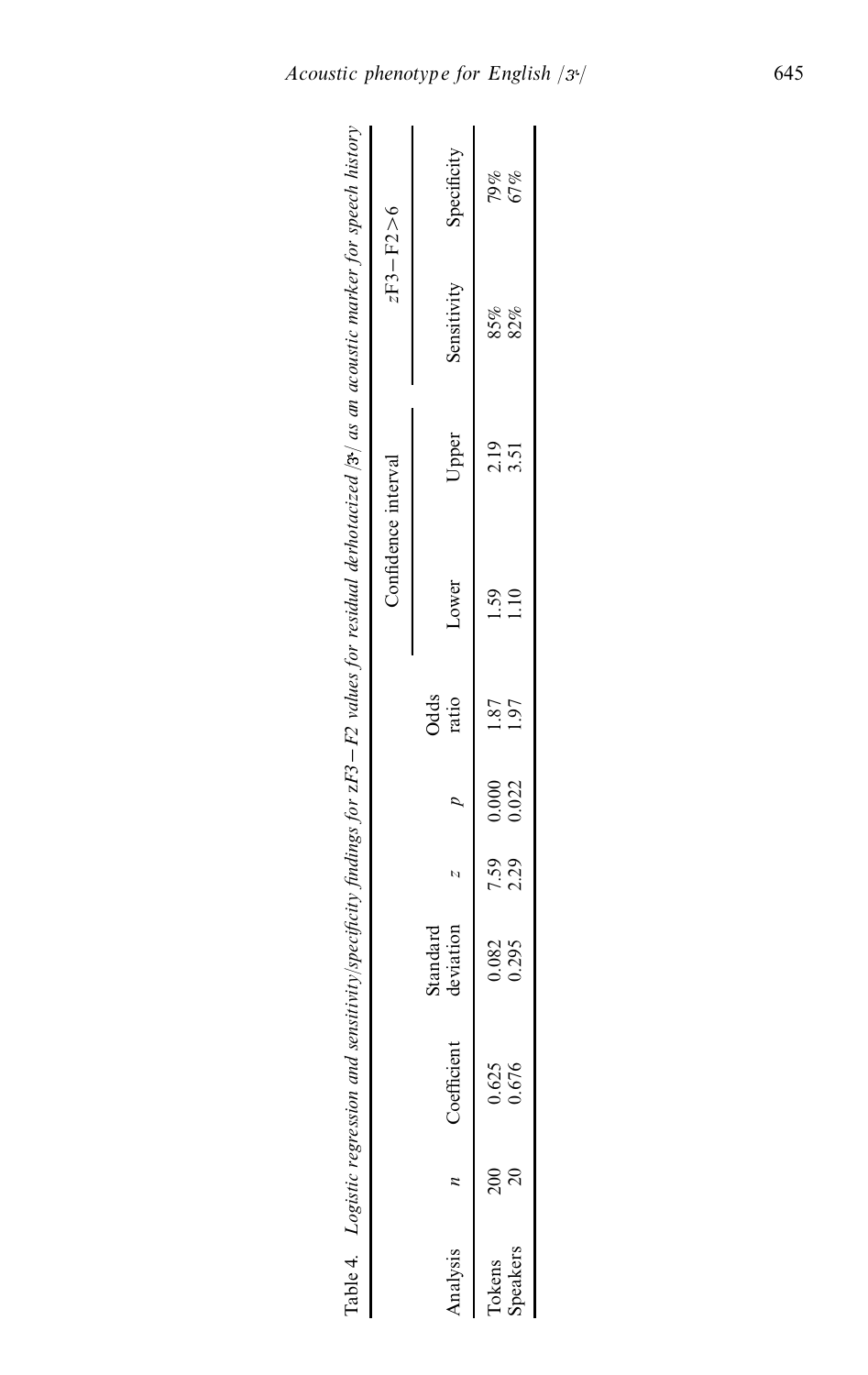Table 4. *Logistic regression and sensitivity/specificity findings for* $zF3-F2$ *values for residual derhotacized* /ɝ/ *as an acoustic marker for speech history*

| Analysis | $n$ | Coefficient | Standard deviation | $z$ | $p$ | Odds ratio | Confidence interval | | $zF3-F2>6$ | |
|---|---|---|---|---|---|---|---|---|---|---|
| | | | | | | | Lower | Upper | Sensitivity | Specificity |
| Tokens | 200 | 0.625 | 0.082 | 7.59 | 0.000 | 1.87 | 1.59 | 2.19 | 85% | 79% |
| Speakers | 20 | 0.676 | 0.295 | 2.29 | 0.022 | 1.97 | 1.10 | 3.51 | 82% | 67% |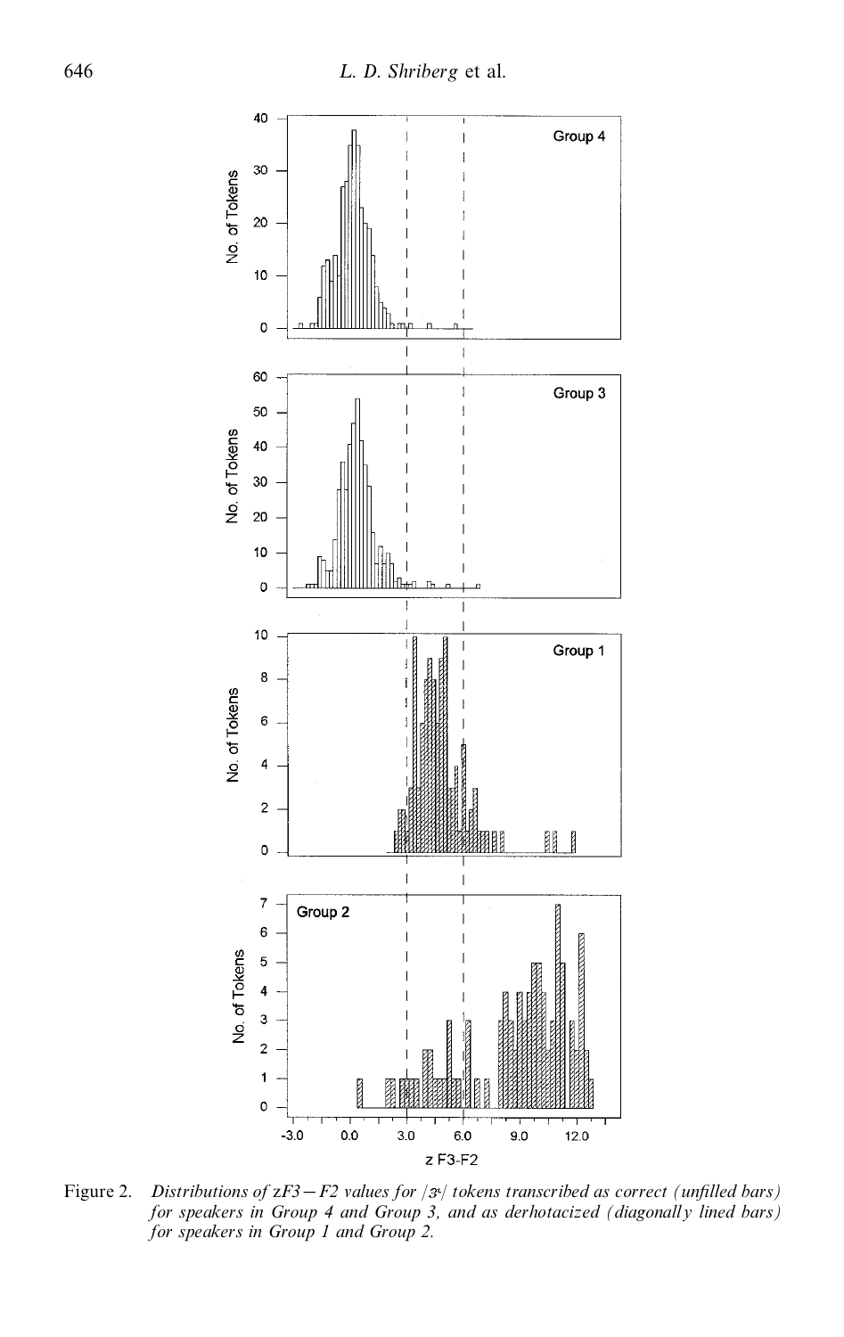Figure 2. *Distributions of zF3−F2 values for /ɝ/ tokens transcribed as correct (unfilled bars) for speakers in Group 4 and Group 3, and as derhotacized (diagonally lined bars) for speakers in Group 1 and Group 2.*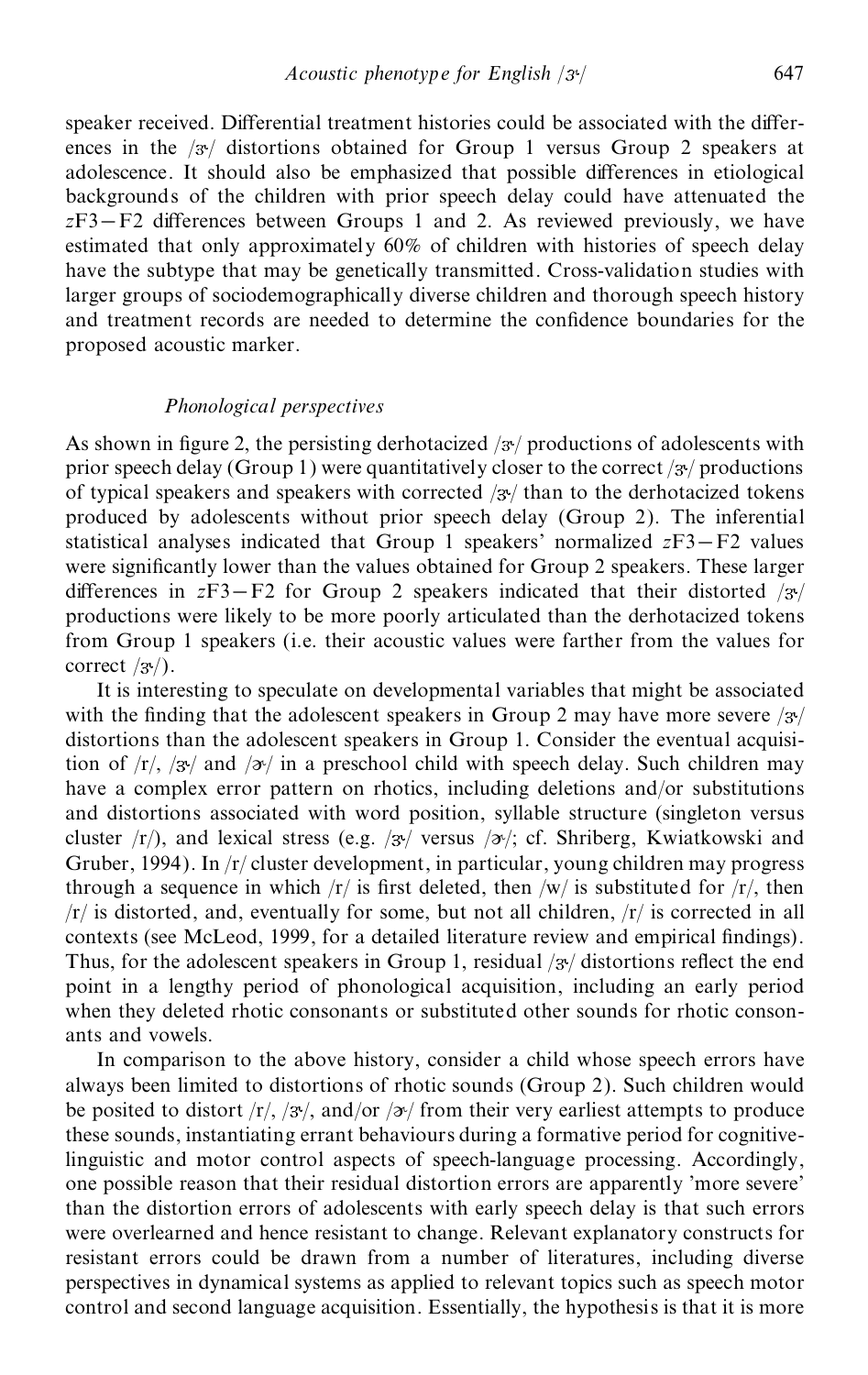speaker received. Differential treatment histories could be associated with the differences in the /ɝ/ distortions obtained for Group 1 versus Group 2 speakers at adolescence. It should also be emphasized that possible differences in etiological backgrounds of the children with prior speech delay could have attenuated the $z$F3−F2 differences between Groups 1 and 2. As reviewed previously, we have estimated that only approximately 60% of children with histories of speech delay have the subtype that may be genetically transmitted. Cross-validation studies with larger groups of sociodemographically diverse children and thorough speech history and treatment records are needed to determine the confidence boundaries for the proposed acoustic marker.

### *Phonological perspectives*

As shown in figure 2, the persisting derhotacized /ɝ/ productions of adolescents with prior speech delay (Group 1) were quantitatively closer to the correct /ɝ/ productions of typical speakers and speakers with corrected /ɝ/ than to the derhotacized tokens produced by adolescents without prior speech delay (Group 2). The inferential statistical analyses indicated that Group 1 speakers' normalized $z$F3−F2 values were significantly lower than the values obtained for Group 2 speakers. These larger differences in $z$F3−F2 for Group 2 speakers indicated that their distorted /ɝ/ productions were likely to be more poorly articulated than the derhotacized tokens from Group 1 speakers (i.e. their acoustic values were farther from the values for correct /ɝ/).

It is interesting to speculate on developmental variables that might be associated with the finding that the adolescent speakers in Group 2 may have more severe /ɝ/ distortions than the adolescent speakers in Group 1. Consider the eventual acquisition of /r/, /ɝ/ and /ɚ/ in a preschool child with speech delay. Such children may have a complex error pattern on rhotics, including deletions and/or substitutions and distortions associated with word position, syllable structure (singleton versus cluster /r/), and lexical stress (e.g. /ɝ/ versus /ɚ/; cf. Shriberg, Kwiatkowski and Gruber, 1994). In /r/ cluster development, in particular, young children may progress through a sequence in which /r/ is first deleted, then /w/ is substituted for /r/, then /r/ is distorted, and, eventually for some, but not all children, /r/ is corrected in all contexts (see McLeod, 1999, for a detailed literature review and empirical findings). Thus, for the adolescent speakers in Group 1, residual /ɝ/ distortions reflect the end point in a lengthy period of phonological acquisition, including an early period when they deleted rhotic consonants or substituted other sounds for rhotic consonants and vowels.

In comparison to the above history, consider a child whose speech errors have always been limited to distortions of rhotic sounds (Group 2). Such children would be posited to distort /r/, /ɝ/, and/or /ɚ/ from their very earliest attempts to produce these sounds, instantiating errant behaviours during a formative period for cognitive-linguistic and motor control aspects of speech-language processing. Accordingly, one possible reason that their residual distortion errors are apparently 'more severe' than the distortion errors of adolescents with early speech delay is that such errors were overlearned and hence resistant to change. Relevant explanatory constructs for resistant errors could be drawn from a number of literatures, including diverse perspectives in dynamical systems as applied to relevant topics such as speech motor control and second language acquisition. Essentially, the hypothesis is that it is more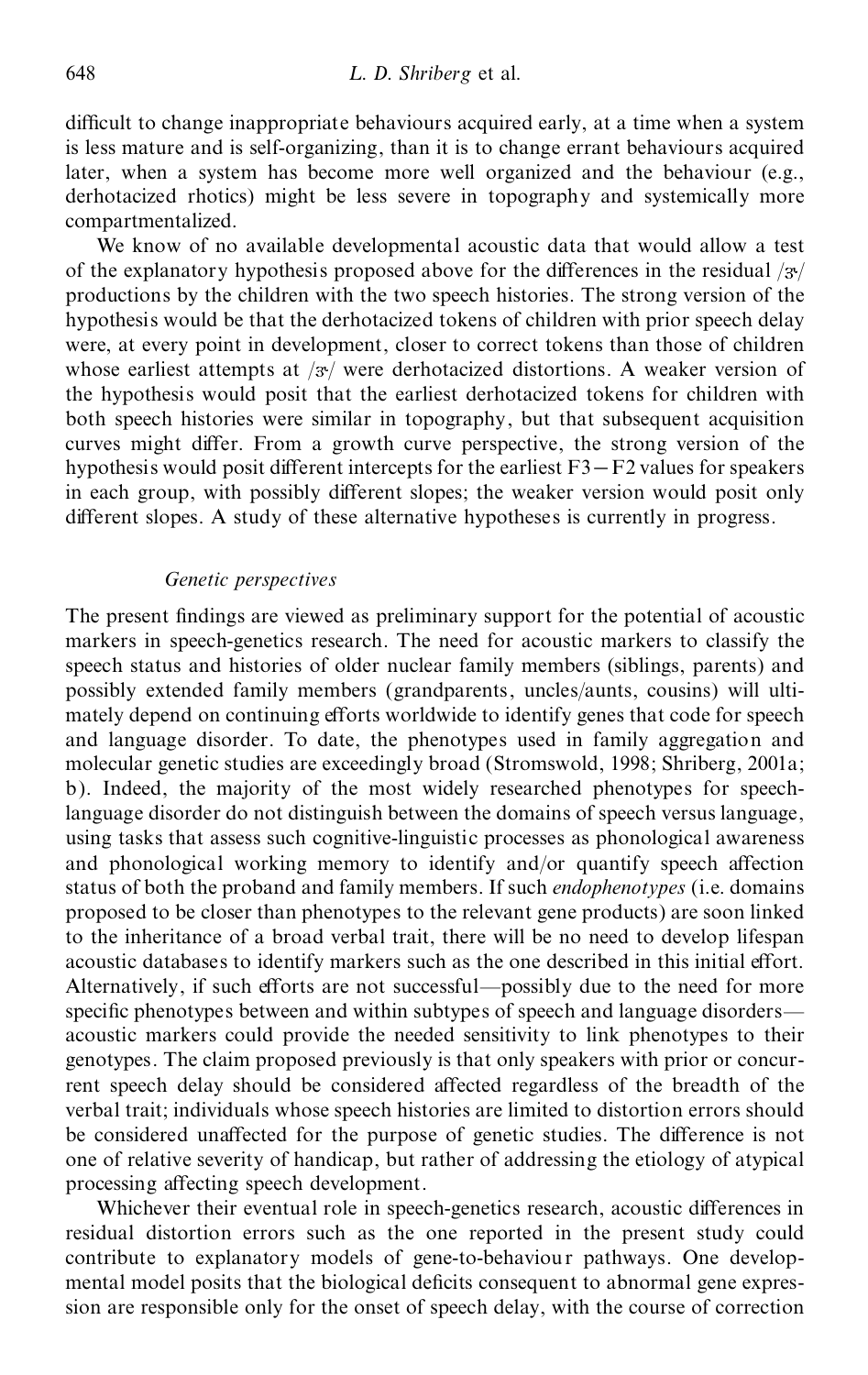difficult to change inappropriate behaviours acquired early, at a time when a system is less mature and is self-organizing, than it is to change errant behaviours acquired later, when a system has become more well organized and the behaviour (e.g., derhotacized rhotics) might be less severe in topography and systemically more compartmentalized.

We know of no available developmental acoustic data that would allow a test of the explanatory hypothesis proposed above for the differences in the residual /ɝ/ productions by the children with the two speech histories. The strong version of the hypothesis would be that the derhotacized tokens of children with prior speech delay were, at every point in development, closer to correct tokens than those of children whose earliest attempts at /ɝ/ were derhotacized distortions. A weaker version of the hypothesis would posit that the earliest derhotacized tokens for children with both speech histories were similar in topography, but that subsequent acquisition curves might differ. From a growth curve perspective, the strong version of the hypothesis would posit different intercepts for the earliest $F3-F2$ values for speakers in each group, with possibly different slopes; the weaker version would posit only different slopes. A study of these alternative hypotheses is currently in progress.

### *Genetic perspectives*

The present findings are viewed as preliminary support for the potential of acoustic markers in speech-genetics research. The need for acoustic markers to classify the speech status and histories of older nuclear family members (siblings, parents) and possibly extended family members (grandparents, uncles/aunts, cousins) will ultimately depend on continuing efforts worldwide to identify genes that code for speech and language disorder. To date, the phenotypes used in family aggregation and molecular genetic studies are exceedingly broad (Stromswold, 1998; Shriberg, 2001a; b). Indeed, the majority of the most widely researched phenotypes for speech-language disorder do not distinguish between the domains of speech versus language, using tasks that assess such cognitive-linguistic processes as phonological awareness and phonological working memory to identify and/or quantify speech affection status of both the proband and family members. If such *endophenotypes* (i.e. domains proposed to be closer than phenotypes to the relevant gene products) are soon linked to the inheritance of a broad verbal trait, there will be no need to develop lifespan acoustic databases to identify markers such as the one described in this initial effort. Alternatively, if such efforts are not successful—possibly due to the need for more specific phenotypes between and within subtypes of speech and language disorders—acoustic markers could provide the needed sensitivity to link phenotypes to their genotypes. The claim proposed previously is that only speakers with prior or concurrent speech delay should be considered affected regardless of the breadth of the verbal trait; individuals whose speech histories are limited to distortion errors should be considered unaffected for the purpose of genetic studies. The difference is not one of relative severity of handicap, but rather of addressing the etiology of atypical processing affecting speech development.

Whichever their eventual role in speech-genetics research, acoustic differences in residual distortion errors such as the one reported in the present study could contribute to explanatory models of gene-to-behaviour pathways. One developmental model posits that the biological deficits consequent to abnormal gene expression are responsible only for the onset of speech delay, with the course of correction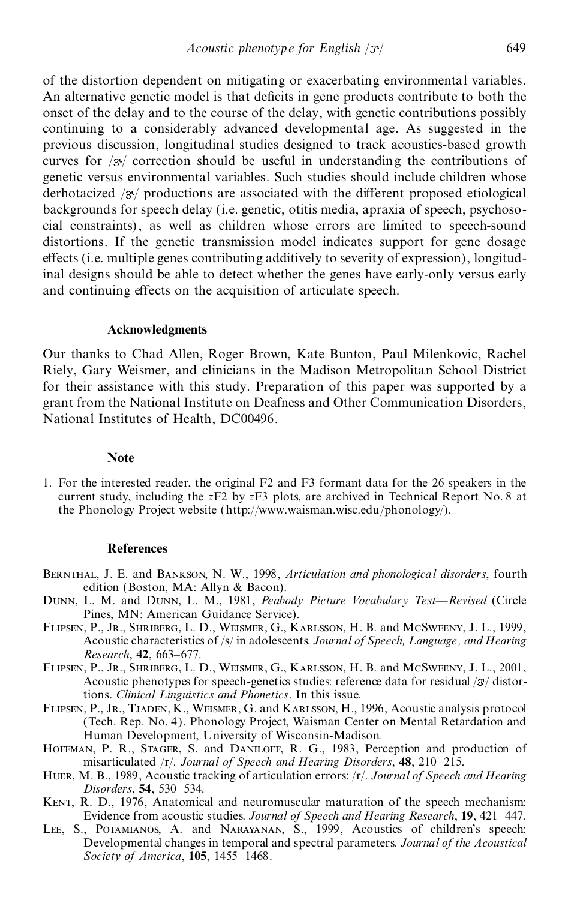of the distortion dependent on mitigating or exacerbating environmental variables. An alternative genetic model is that deficits in gene products contribute to both the onset of the delay and to the course of the delay, with genetic contributions possibly continuing to a considerably advanced developmental age. As suggested in the previous discussion, longitudinal studies designed to track acoustics-based growth curves for /ɝ/ correction should be useful in understanding the contributions of genetic versus environmental variables. Such studies should include children whose derhotacized /ɝ/ productions are associated with the different proposed etiological backgrounds for speech delay (i.e. genetic, otitis media, apraxia of speech, psychosocial constraints), as well as children whose errors are limited to speech-sound distortions. If the genetic transmission model indicates support for gene dosage effects (i.e. multiple genes contributing additively to severity of expression), longitudinal designs should be able to detect whether the genes have early-only versus early and continuing effects on the acquisition of articulate speech.

## Acknowledgments

Our thanks to Chad Allen, Roger Brown, Kate Bunton, Paul Milenkovic, Rachel Riely, Gary Weismer, and clinicians in the Madison Metropolitan School District for their assistance with this study. Preparation of this paper was supported by a grant from the National Institute on Deafness and Other Communication Disorders, National Institutes of Health, DC00496.

## Note

1. For the interested reader, the original F2 and F3 formant data for the 26 speakers in the current study, including the *z*F2 by *z*F3 plots, are archived in Technical Report No. 8 at the Phonology Project website (http://www.waisman.wisc.edu/phonology/).

## References

Bernthal, J. E. and Bankson, N. W., 1998, *Articulation and phonological disorders*, fourth edition (Boston, MA: Allyn & Bacon).

Dunn, L. M. and Dunn, L. M., 1981, *Peabody Picture Vocabulary Test—Revised* (Circle Pines, MN: American Guidance Service).

Flipsen, P., Jr., Shriberg, L. D., Weismer, G., Karlsson, H. B. and McSweeny, J. L., 1999, Acoustic characteristics of /s/ in adolescents. *Journal of Speech, Language, and Hearing Research*, **42**, 663–677.

Flipsen, P., Jr., Shriberg, L. D., Weismer, G., Karlsson, H. B. and McSweeny, J. L., 2001, Acoustic phenotypes for speech-genetics studies: reference data for residual /ɝ/ distortions. *Clinical Linguistics and Phonetics*. In this issue.

Flipsen, P., Jr., Tjaden, K., Weismer, G. and Karlsson, H., 1996, Acoustic analysis protocol (Tech. Rep. No. 4). Phonology Project, Waisman Center on Mental Retardation and Human Development, University of Wisconsin-Madison.

Hoffman, P. R., Stager, S. and Daniloff, R. G., 1983, Perception and production of misarticulated /r/. *Journal of Speech and Hearing Disorders*, **48**, 210–215.

Huer, M. B., 1989, Acoustic tracking of articulation errors: /r/. *Journal of Speech and Hearing Disorders*, **54**, 530–534.

Kent, R. D., 1976, Anatomical and neuromuscular maturation of the speech mechanism: Evidence from acoustic studies. *Journal of Speech and Hearing Research*, **19**, 421–447.

Lee, S., Potamianos, A. and Narayanan, S., 1999, Acoustics of children's speech: Developmental changes in temporal and spectral parameters. *Journal of the Acoustical Society of America*, **105**, 1455–1468.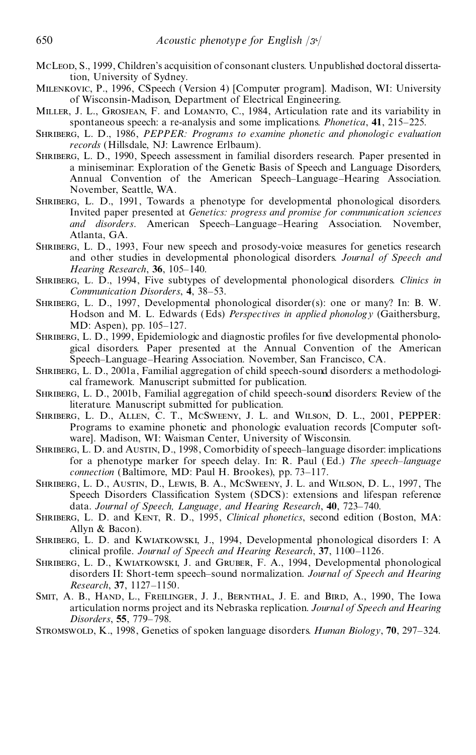McLeod, S., 1999, Children's acquisition of consonant clusters. Unpublished doctoral dissertation, University of Sydney.

Milenkovic, P., 1996, CSpeech (Version 4) [Computer program]. Madison, WI: University of Wisconsin-Madison, Department of Electrical Engineering.

Miller, J. L., Grosjean, F. and Lomanto, C., 1984, Articulation rate and its variability in spontaneous speech: a re-analysis and some implications. *Phonetica*, **41**, 215–225.

Shriberg, L. D., 1986, *PEPPER: Programs to examine phonetic and phonologic evaluation records* (Hillsdale, NJ: Lawrence Erlbaum).

Shriberg, L. D., 1990, Speech assessment in familial disorders research. Paper presented in a miniseminar: Exploration of the Genetic Basis of Speech and Language Disorders, Annual Convention of the American Speech–Language–Hearing Association. November, Seattle, WA.

Shriberg, L. D., 1991, Towards a phenotype for developmental phonological disorders. Invited paper presented at *Genetics: progress and promise for communication sciences and disorders*. American Speech–Language–Hearing Association. November, Atlanta, GA.

Shriberg, L. D., 1993, Four new speech and prosody-voice measures for genetics research and other studies in developmental phonological disorders. *Journal of Speech and Hearing Research*, **36**, 105–140.

Shriberg, L. D., 1994, Five subtypes of developmental phonological disorders. *Clinics in Communication Disorders*, **4**, 38–53.

Shriberg, L. D., 1997, Developmental phonological disorder(s): one or many? In: B. W. Hodson and M. L. Edwards (Eds) *Perspectives in applied phonology* (Gaithersburg, MD: Aspen), pp. 105–127.

Shriberg, L. D., 1999, Epidemiologic and diagnostic profiles for five developmental phonological disorders. Paper presented at the Annual Convention of the American Speech–Language–Hearing Association. November, San Francisco, CA.

Shriberg, L. D., 2001a, Familial aggregation of child speech-sound disorders: a methodological framework. Manuscript submitted for publication.

Shriberg, L. D., 2001b, Familial aggregation of child speech-sound disorders: Review of the literature. Manuscript submitted for publication.

Shriberg, L. D., Allen, C. T., McSweeny, J. L. and Wilson, D. L., 2001, PEPPER: Programs to examine phonetic and phonologic evaluation records [Computer software]. Madison, WI: Waisman Center, University of Wisconsin.

Shriberg, L. D. and Austin, D., 1998, Comorbidity of speech–language disorder: implications for a phenotype marker for speech delay. In: R. Paul (Ed.) *The speech–language connection* (Baltimore, MD: Paul H. Brookes), pp. 73–117.

Shriberg, L. D., Austin, D., Lewis, B. A., McSweeny, J. L. and Wilson, D. L., 1997, The Speech Disorders Classification System (SDCS): extensions and lifespan reference data. *Journal of Speech, Language, and Hearing Research*, **40**, 723–740.

Shriberg, L. D. and Kent, R. D., 1995, *Clinical phonetics*, second edition (Boston, MA: Allyn & Bacon).

Shriberg, L. D. and Kwiatkowski, J., 1994, Developmental phonological disorders I: A clinical profile. *Journal of Speech and Hearing Research*, **37**, 1100–1126.

Shriberg, L. D., Kwiatkowski, J. and Gruber, F. A., 1994, Developmental phonological disorders II: Short-term speech–sound normalization. *Journal of Speech and Hearing Research*, **37**, 1127–1150.

Smit, A. B., Hand, L., Freilinger, J. J., Bernthal, J. E. and Bird, A., 1990, The Iowa articulation norms project and its Nebraska replication. *Journal of Speech and Hearing Disorders*, **55**, 779–798.

Stromswold, K., 1998, Genetics of spoken language disorders. *Human Biology*, **70**, 297–324.